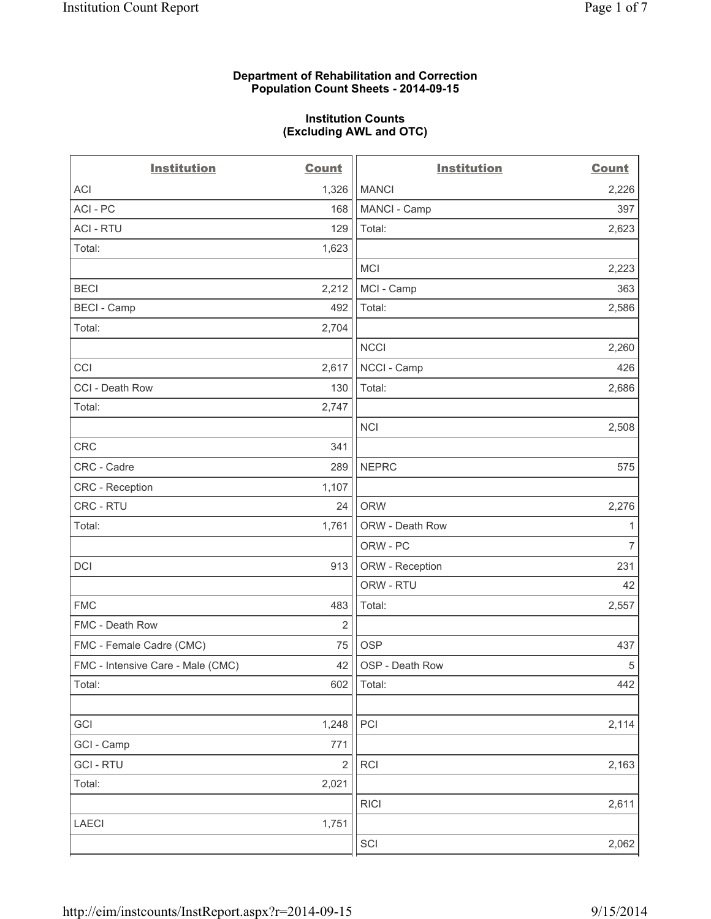**Department of Rehabilitation and Correction**
**Population Count Sheets - 2014-09-15**

**Institution Counts**
**(Excluding AWL and OTC)**

| Institution | Count | Institution | Count |
|---|---|---|---|
| ACI | 1,326 | MANCI | 2,226 |
| ACI - PC | 168 | MANCI - Camp | 397 |
| ACI - RTU | 129 | Total: | 2,623 |
| Total: | 1,623 | | |
| | | MCI | 2,223 |
| BECI | 2,212 | MCI - Camp | 363 |
| BECI - Camp | 492 | Total: | 2,586 |
| Total: | 2,704 | | |
| | | NCCI | 2,260 |
| CCI | 2,617 | NCCI - Camp | 426 |
| CCI - Death Row | 130 | Total: | 2,686 |
| Total: | 2,747 | | |
| | | NCI | 2,508 |
| CRC | 341 | | |
| CRC - Cadre | 289 | NEPRC | 575 |
| CRC - Reception | 1,107 | | |
| CRC - RTU | 24 | ORW | 2,276 |
| Total: | 1,761 | ORW - Death Row | 1 |
| | | ORW - PC | 7 |
| DCI | 913 | ORW - Reception | 231 |
| | | ORW - RTU | 42 |
| FMC | 483 | Total: | 2,557 |
| FMC - Death Row | 2 | | |
| FMC - Female Cadre (CMC) | 75 | OSP | 437 |
| FMC - Intensive Care - Male (CMC) | 42 | OSP - Death Row | 5 |
| Total: | 602 | Total: | 442 |
| | | | |
| GCI | 1,248 | PCI | 2,114 |
| GCI - Camp | 771 | | |
| GCI - RTU | 2 | RCI | 2,163 |
| Total: | 2,021 | | |
| | | RICI | 2,611 |
| LAECI | 1,751 | | |
| | | SCI | 2,062 |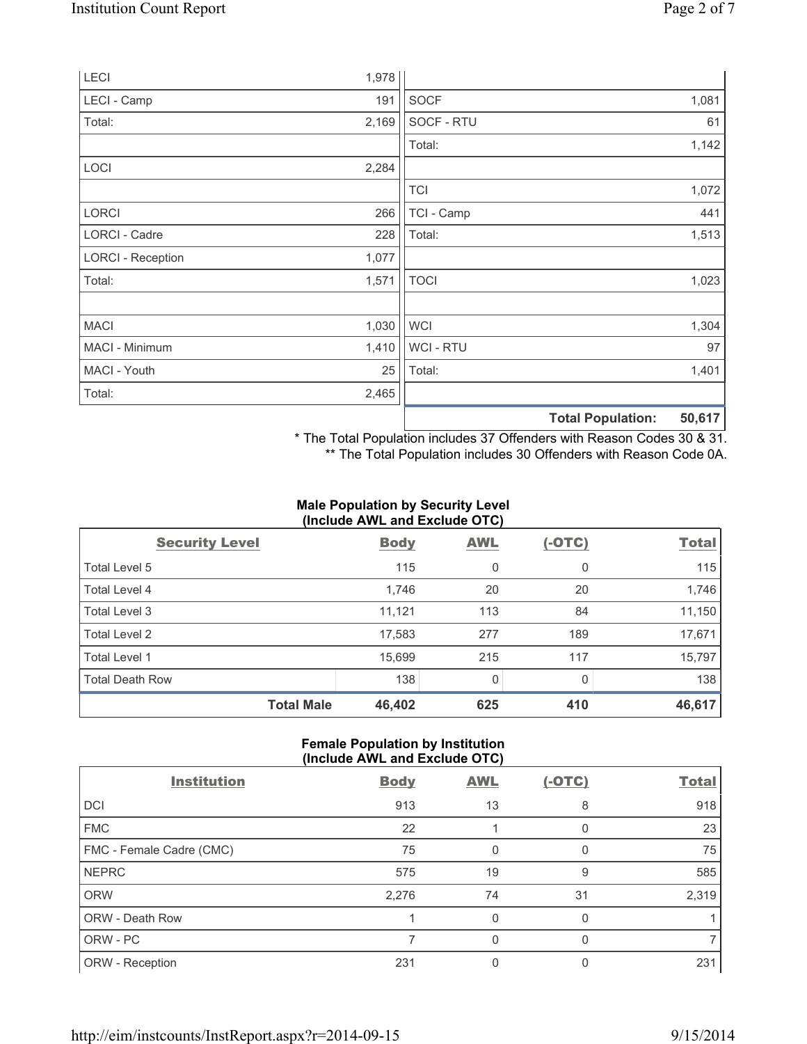| | |
|---|---|
| LECI | 1,978 |
| LECI - Camp | 191 |
| Total: | 2,169 |
| | |
| LOCI | 2,284 |
| | |
| LORCI | 266 |
| LORCI - Cadre | 228 |
| LORCI - Reception | 1,077 |
| Total: | 1,571 |
| | |
| MACI | 1,030 |
| MACI - Minimum | 1,410 |
| MACI - Youth | 25 |
| Total: | 2,465 |
| | |
| SOCF | 1,081 |
| SOCF - RTU | 61 |
| Total: | 1,142 |
| | |
| TCI | 1,072 |
| TCI - Camp | 441 |
| Total: | 1,513 |
| | |
| TOCI | 1,023 |
| | |
| WCI | 1,304 |
| WCI - RTU | 97 |
| Total: | 1,401 |
| | |
| **Total Population:** | **50,617** |

\* The Total Population includes 37 Offenders with Reason Codes 30 & 31.
\*\* The Total Population includes 30 Offenders with Reason Code 0A.

**Male Population by Security Level (Include AWL and Exclude OTC)**

| Security Level | Body | AWL | (-OTC) | Total |
|---|---|---|---|---|
| Total Level 5 | 115 | 0 | 0 | 115 |
| Total Level 4 | 1,746 | 20 | 20 | 1,746 |
| Total Level 3 | 11,121 | 113 | 84 | 11,150 |
| Total Level 2 | 17,583 | 277 | 189 | 17,671 |
| Total Level 1 | 15,699 | 215 | 117 | 15,797 |
| Total Death Row | 138 | 0 | 0 | 138 |
| **Total Male** | **46,402** | **625** | **410** | **46,617** |

**Female Population by Institution (Include AWL and Exclude OTC)**

| Institution | Body | AWL | (-OTC) | Total |
|---|---|---|---|---|
| DCI | 913 | 13 | 8 | 918 |
| FMC | 22 | 1 | 0 | 23 |
| FMC - Female Cadre (CMC) | 75 | 0 | 0 | 75 |
| NEPRC | 575 | 19 | 9 | 585 |
| ORW | 2,276 | 74 | 31 | 2,319 |
| ORW - Death Row | 1 | 0 | 0 | 1 |
| ORW - PC | 7 | 0 | 0 | 7 |
| ORW - Reception | 231 | 0 | 0 | 231 |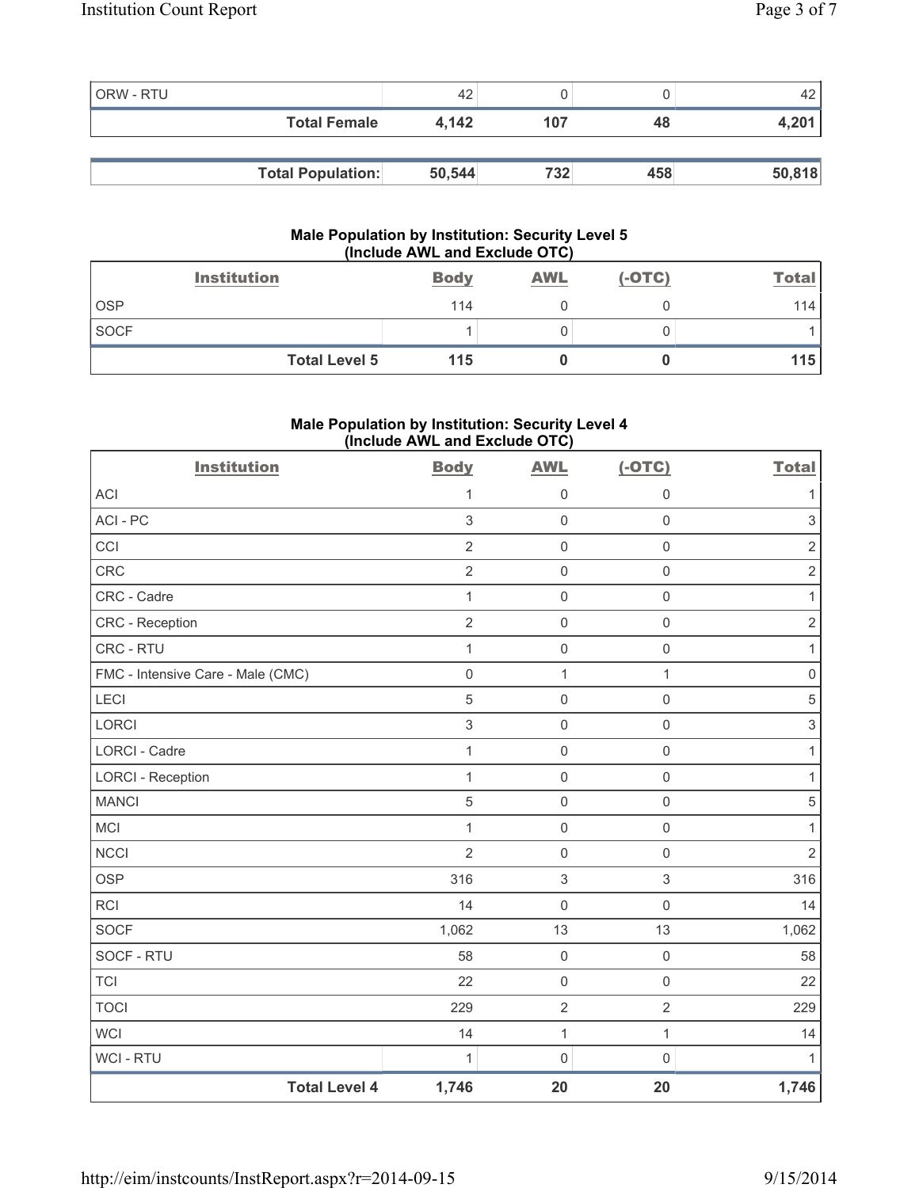| | | | | |
|---|---|---|---|---|
| ORW - RTU | 42 | 0 | 0 | 42 |
| **Total Female** | **4,142** | **107** | **48** | **4,201** |

| | | | | |
|---|---|---|---|---|
| **Total Population:** | **50,544** | **732** | **458** | **50,818** |

### Male Population by Institution: Security Level 5 (Include AWL and Exclude OTC)

| Institution | Body | AWL | (-OTC) | Total |
|---|---|---|---|---|
| OSP | 114 | 0 | 0 | 114 |
| SOCF | 1 | 0 | 0 | 1 |
| **Total Level 5** | **115** | **0** | **0** | **115** |

### Male Population by Institution: Security Level 4 (Include AWL and Exclude OTC)

| Institution | Body | AWL | (-OTC) | Total |
|---|---|---|---|---|
| ACI | 1 | 0 | 0 | 1 |
| ACI - PC | 3 | 0 | 0 | 3 |
| CCI | 2 | 0 | 0 | 2 |
| CRC | 2 | 0 | 0 | 2 |
| CRC - Cadre | 1 | 0 | 0 | 1 |
| CRC - Reception | 2 | 0 | 0 | 2 |
| CRC - RTU | 1 | 0 | 0 | 1 |
| FMC - Intensive Care - Male (CMC) | 0 | 1 | 1 | 0 |
| LECI | 5 | 0 | 0 | 5 |
| LORCI | 3 | 0 | 0 | 3 |
| LORCI - Cadre | 1 | 0 | 0 | 1 |
| LORCI - Reception | 1 | 0 | 0 | 1 |
| MANCI | 5 | 0 | 0 | 5 |
| MCI | 1 | 0 | 0 | 1 |
| NCCI | 2 | 0 | 0 | 2 |
| OSP | 316 | 3 | 3 | 316 |
| RCI | 14 | 0 | 0 | 14 |
| SOCF | 1,062 | 13 | 13 | 1,062 |
| SOCF - RTU | 58 | 0 | 0 | 58 |
| TCI | 22 | 0 | 0 | 22 |
| TOCI | 229 | 2 | 2 | 229 |
| WCI | 14 | 1 | 1 | 14 |
| WCI - RTU | 1 | 0 | 0 | 1 |
| **Total Level 4** | **1,746** | **20** | **20** | **1,746** |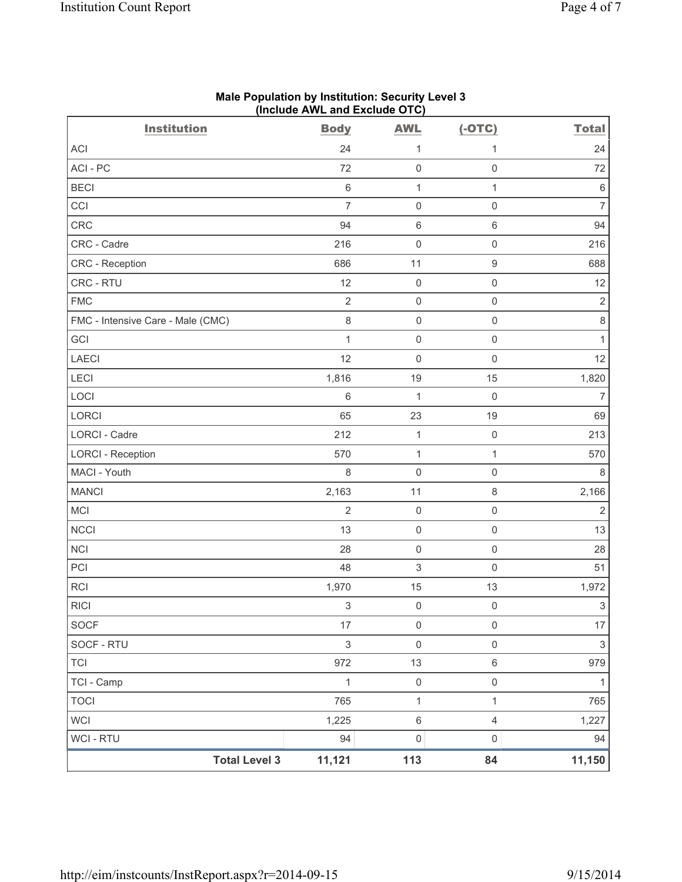**Male Population by Institution: Security Level 3**
**(Include AWL and Exclude OTC)**

| Institution | Body | AWL | (-OTC) | Total |
|---|---|---|---|---|
| ACI | 24 | 1 | 1 | 24 |
| ACI - PC | 72 | 0 | 0 | 72 |
| BECI | 6 | 1 | 1 | 6 |
| CCI | 7 | 0 | 0 | 7 |
| CRC | 94 | 6 | 6 | 94 |
| CRC - Cadre | 216 | 0 | 0 | 216 |
| CRC - Reception | 686 | 11 | 9 | 688 |
| CRC - RTU | 12 | 0 | 0 | 12 |
| FMC | 2 | 0 | 0 | 2 |
| FMC - Intensive Care - Male (CMC) | 8 | 0 | 0 | 8 |
| GCI | 1 | 0 | 0 | 1 |
| LAECI | 12 | 0 | 0 | 12 |
| LECI | 1,816 | 19 | 15 | 1,820 |
| LOCI | 6 | 1 | 0 | 7 |
| LORCI | 65 | 23 | 19 | 69 |
| LORCI - Cadre | 212 | 1 | 0 | 213 |
| LORCI - Reception | 570 | 1 | 1 | 570 |
| MACI - Youth | 8 | 0 | 0 | 8 |
| MANCI | 2,163 | 11 | 8 | 2,166 |
| MCI | 2 | 0 | 0 | 2 |
| NCCI | 13 | 0 | 0 | 13 |
| NCI | 28 | 0 | 0 | 28 |
| PCI | 48 | 3 | 0 | 51 |
| RCI | 1,970 | 15 | 13 | 1,972 |
| RICI | 3 | 0 | 0 | 3 |
| SOCF | 17 | 0 | 0 | 17 |
| SOCF - RTU | 3 | 0 | 0 | 3 |
| TCI | 972 | 13 | 6 | 979 |
| TCI - Camp | 1 | 0 | 0 | 1 |
| TOCI | 765 | 1 | 1 | 765 |
| WCI | 1,225 | 6 | 4 | 1,227 |
| WCI - RTU | 94 | 0 | 0 | 94 |
| **Total Level 3** | **11,121** | **113** | **84** | **11,150** |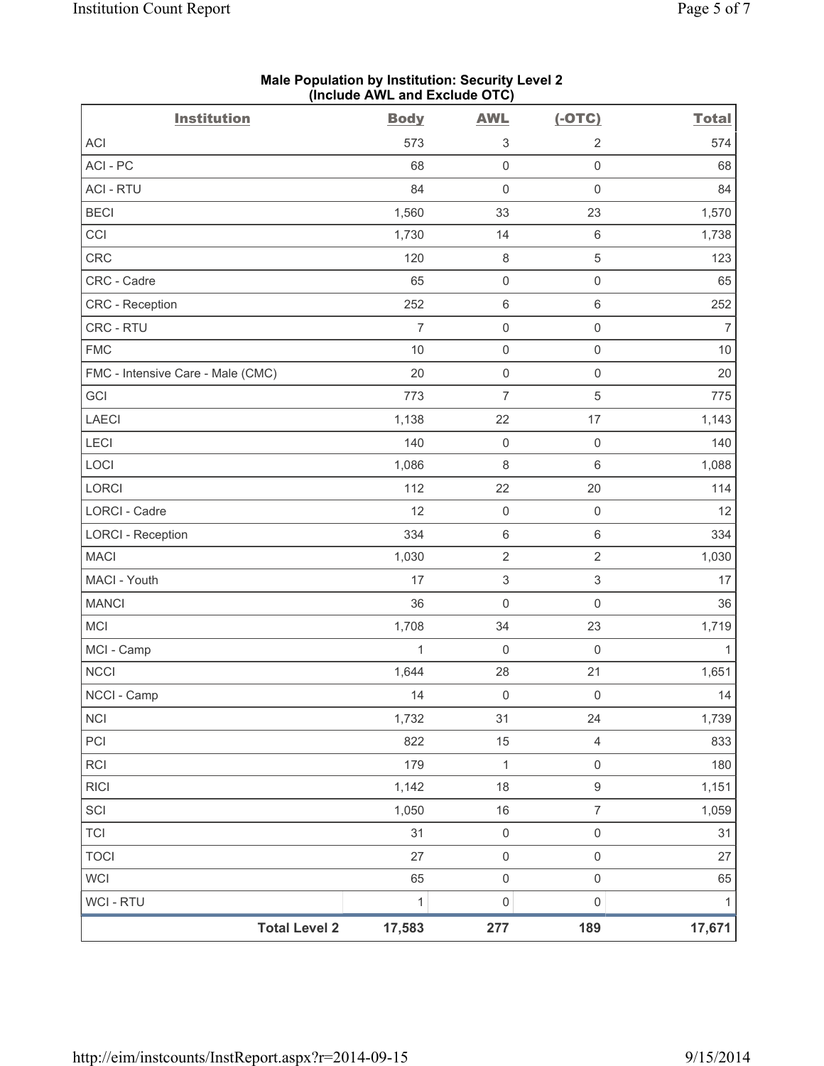**Male Population by Institution: Security Level 2**
**(Include AWL and Exclude OTC)**

| Institution | Body | AWL | (-OTC) | Total |
|---|---|---|---|---|
| ACI | 573 | 3 | 2 | 574 |
| ACI - PC | 68 | 0 | 0 | 68 |
| ACI - RTU | 84 | 0 | 0 | 84 |
| BECI | 1,560 | 33 | 23 | 1,570 |
| CCI | 1,730 | 14 | 6 | 1,738 |
| CRC | 120 | 8 | 5 | 123 |
| CRC - Cadre | 65 | 0 | 0 | 65 |
| CRC - Reception | 252 | 6 | 6 | 252 |
| CRC - RTU | 7 | 0 | 0 | 7 |
| FMC | 10 | 0 | 0 | 10 |
| FMC - Intensive Care - Male (CMC) | 20 | 0 | 0 | 20 |
| GCI | 773 | 7 | 5 | 775 |
| LAECI | 1,138 | 22 | 17 | 1,143 |
| LECI | 140 | 0 | 0 | 140 |
| LOCI | 1,086 | 8 | 6 | 1,088 |
| LORCI | 112 | 22 | 20 | 114 |
| LORCI - Cadre | 12 | 0 | 0 | 12 |
| LORCI - Reception | 334 | 6 | 6 | 334 |
| MACI | 1,030 | 2 | 2 | 1,030 |
| MACI - Youth | 17 | 3 | 3 | 17 |
| MANCI | 36 | 0 | 0 | 36 |
| MCI | 1,708 | 34 | 23 | 1,719 |
| MCI - Camp | 1 | 0 | 0 | 1 |
| NCCI | 1,644 | 28 | 21 | 1,651 |
| NCCI - Camp | 14 | 0 | 0 | 14 |
| NCI | 1,732 | 31 | 24 | 1,739 |
| PCI | 822 | 15 | 4 | 833 |
| RCI | 179 | 1 | 0 | 180 |
| RICI | 1,142 | 18 | 9 | 1,151 |
| SCI | 1,050 | 16 | 7 | 1,059 |
| TCI | 31 | 0 | 0 | 31 |
| TOCI | 27 | 0 | 0 | 27 |
| WCI | 65 | 0 | 0 | 65 |
| WCI - RTU | 1 | 0 | 0 | 1 |
| **Total Level 2** | **17,583** | **277** | **189** | **17,671** |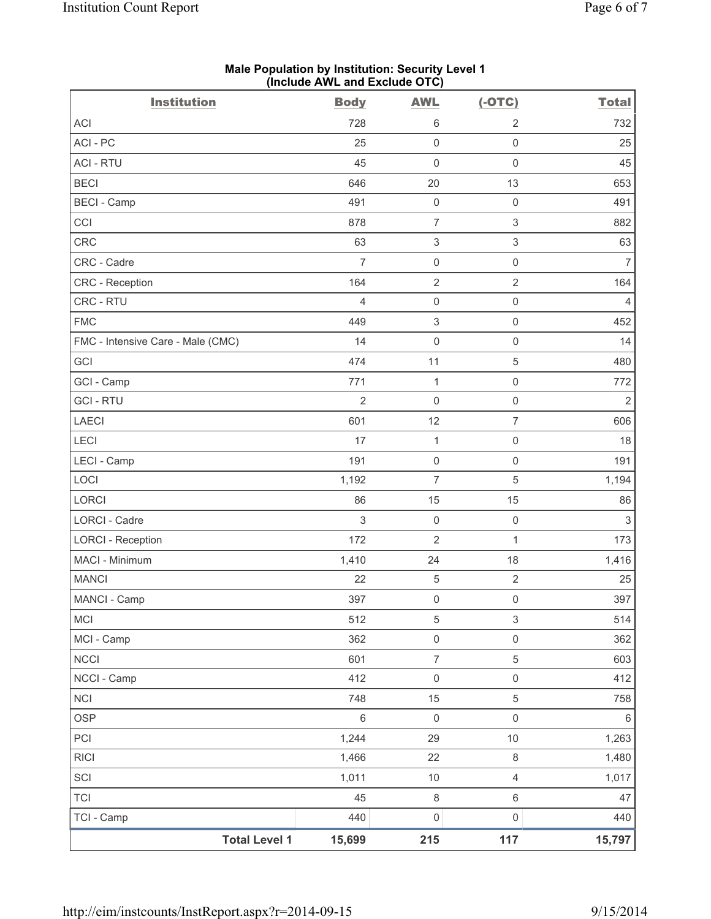**Male Population by Institution: Security Level 1**
**(Include AWL and Exclude OTC)**

| Institution | Body | AWL | (-OTC) | Total |
|---|---|---|---|---|
| ACI | 728 | 6 | 2 | 732 |
| ACI - PC | 25 | 0 | 0 | 25 |
| ACI - RTU | 45 | 0 | 0 | 45 |
| BECI | 646 | 20 | 13 | 653 |
| BECI - Camp | 491 | 0 | 0 | 491 |
| CCI | 878 | 7 | 3 | 882 |
| CRC | 63 | 3 | 3 | 63 |
| CRC - Cadre | 7 | 0 | 0 | 7 |
| CRC - Reception | 164 | 2 | 2 | 164 |
| CRC - RTU | 4 | 0 | 0 | 4 |
| FMC | 449 | 3 | 0 | 452 |
| FMC - Intensive Care - Male (CMC) | 14 | 0 | 0 | 14 |
| GCI | 474 | 11 | 5 | 480 |
| GCI - Camp | 771 | 1 | 0 | 772 |
| GCI - RTU | 2 | 0 | 0 | 2 |
| LAECI | 601 | 12 | 7 | 606 |
| LECI | 17 | 1 | 0 | 18 |
| LECI - Camp | 191 | 0 | 0 | 191 |
| LOCI | 1,192 | 7 | 5 | 1,194 |
| LORCI | 86 | 15 | 15 | 86 |
| LORCI - Cadre | 3 | 0 | 0 | 3 |
| LORCI - Reception | 172 | 2 | 1 | 173 |
| MACI - Minimum | 1,410 | 24 | 18 | 1,416 |
| MANCI | 22 | 5 | 2 | 25 |
| MANCI - Camp | 397 | 0 | 0 | 397 |
| MCI | 512 | 5 | 3 | 514 |
| MCI - Camp | 362 | 0 | 0 | 362 |
| NCCI | 601 | 7 | 5 | 603 |
| NCCI - Camp | 412 | 0 | 0 | 412 |
| NCI | 748 | 15 | 5 | 758 |
| OSP | 6 | 0 | 0 | 6 |
| PCI | 1,244 | 29 | 10 | 1,263 |
| RICI | 1,466 | 22 | 8 | 1,480 |
| SCI | 1,011 | 10 | 4 | 1,017 |
| TCI | 45 | 8 | 6 | 47 |
| TCI - Camp | 440 | 0 | 0 | 440 |
| **Total Level 1** | **15,699** | **215** | **117** | **15,797** |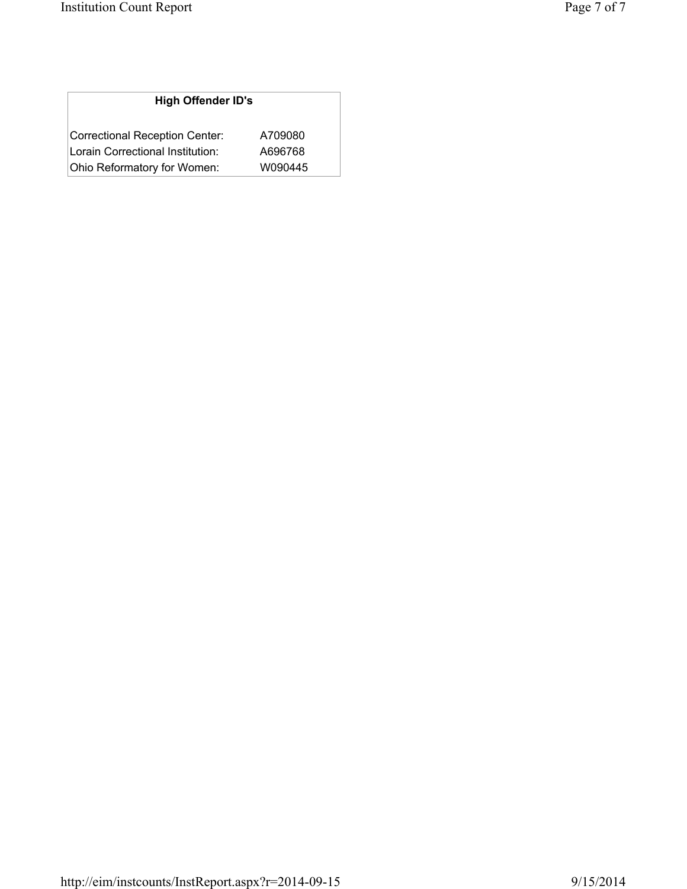| High Offender ID's | |
|---|---|
| Correctional Reception Center: | A709080 |
| Lorain Correctional Institution: | A696768 |
| Ohio Reformatory for Women: | W090445 |